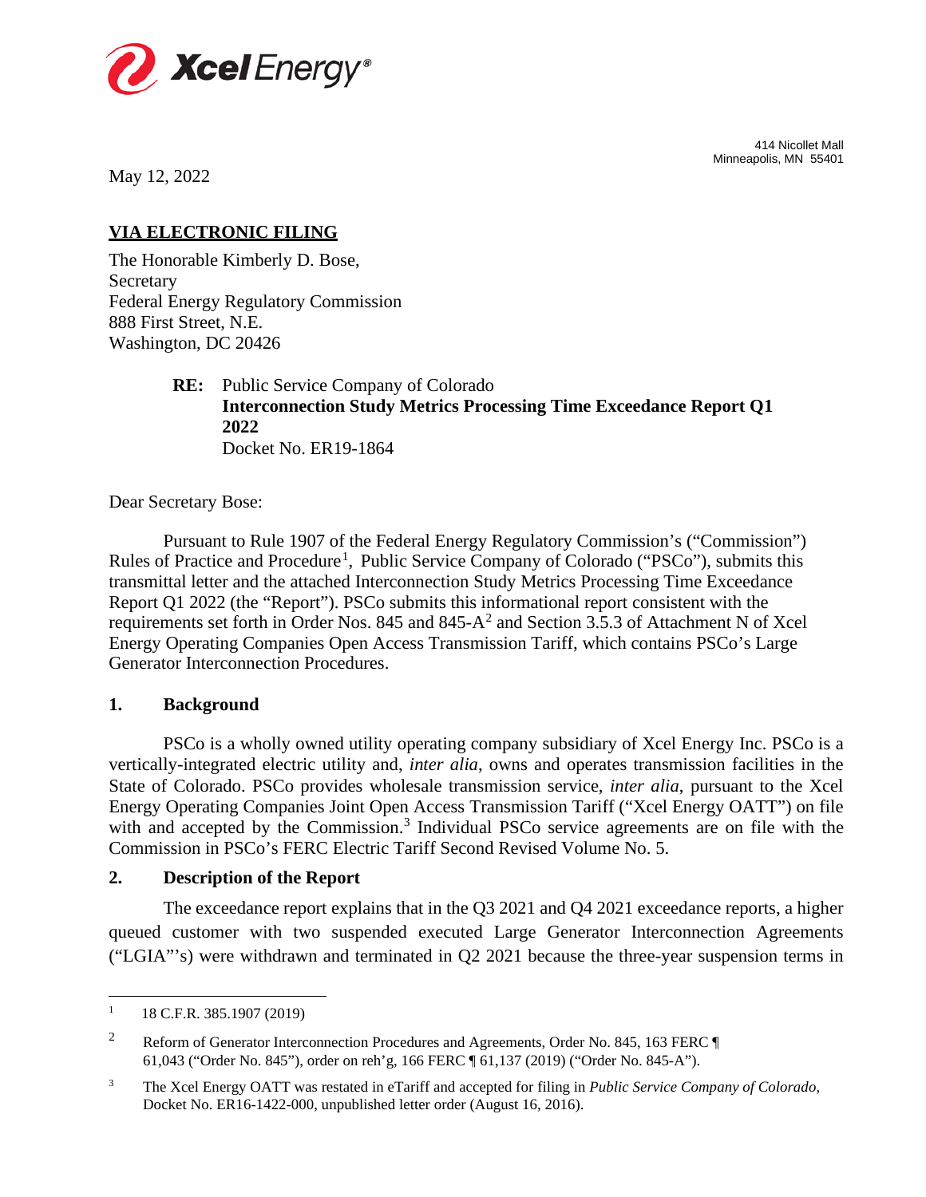Xcel Energy®

414 Nicollet Mall
Minneapolis, MN 55401

May 12, 2022

**VIA ELECTRONIC FILING**

The Honorable Kimberly D. Bose,
Secretary
Federal Energy Regulatory Commission
888 First Street, N.E.
Washington, DC 20426

**RE:** Public Service Company of Colorado
**Interconnection Study Metrics Processing Time Exceedance Report Q1 2022**
Docket No. ER19-1864

Dear Secretary Bose:

Pursuant to Rule 1907 of the Federal Energy Regulatory Commission's ("Commission") Rules of Practice and Procedure[1], Public Service Company of Colorado ("PSCo"), submits this transmittal letter and the attached Interconnection Study Metrics Processing Time Exceedance Report Q1 2022 (the "Report"). PSCo submits this informational report consistent with the requirements set forth in Order Nos. 845 and 845-A[2] and Section 3.5.3 of Attachment N of Xcel Energy Operating Companies Open Access Transmission Tariff, which contains PSCo's Large Generator Interconnection Procedures.

## 1. Background

PSCo is a wholly owned utility operating company subsidiary of Xcel Energy Inc. PSCo is a vertically-integrated electric utility and, *inter alia*, owns and operates transmission facilities in the State of Colorado. PSCo provides wholesale transmission service, *inter alia*, pursuant to the Xcel Energy Operating Companies Joint Open Access Transmission Tariff ("Xcel Energy OATT") on file with and accepted by the Commission.[3] Individual PSCo service agreements are on file with the Commission in PSCo's FERC Electric Tariff Second Revised Volume No. 5.

## 2. Description of the Report

The exceedance report explains that in the Q3 2021 and Q4 2021 exceedance reports, a higher queued customer with two suspended executed Large Generator Interconnection Agreements ("LGIA"'s) were withdrawn and terminated in Q2 2021 because the three-year suspension terms in

---

[1] 18 C.F.R. 385.1907 (2019)

[2] Reform of Generator Interconnection Procedures and Agreements, Order No. 845, 163 FERC ¶ 61,043 ("Order No. 845"), order on reh'g, 166 FERC ¶ 61,137 (2019) ("Order No. 845-A").

[3] The Xcel Energy OATT was restated in eTariff and accepted for filing in *Public Service Company of Colorado*, Docket No. ER16-1422-000, unpublished letter order (August 16, 2016).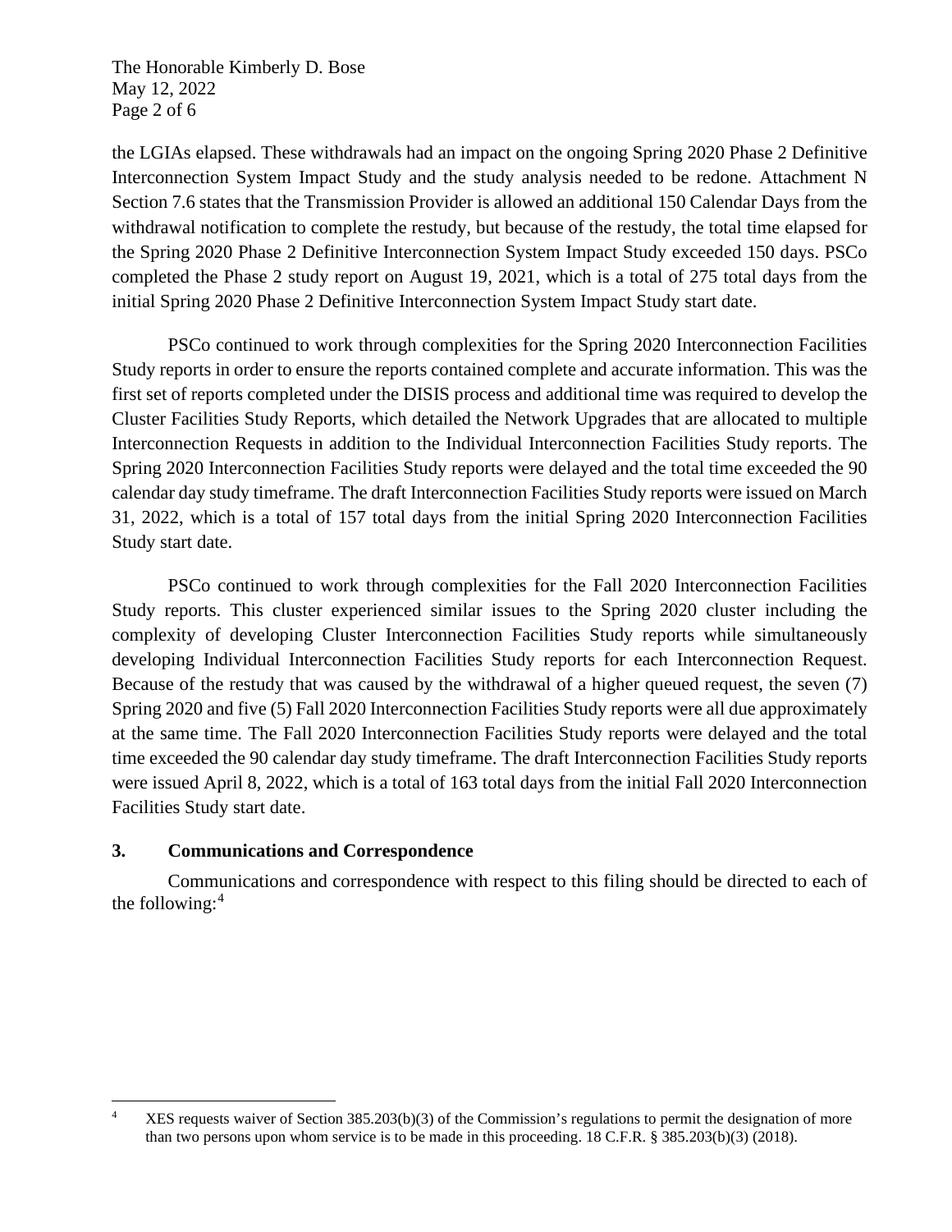the LGIAs elapsed. These withdrawals had an impact on the ongoing Spring 2020 Phase 2 Definitive Interconnection System Impact Study and the study analysis needed to be redone. Attachment N Section 7.6 states that the Transmission Provider is allowed an additional 150 Calendar Days from the withdrawal notification to complete the restudy, but because of the restudy, the total time elapsed for the Spring 2020 Phase 2 Definitive Interconnection System Impact Study exceeded 150 days. PSCo completed the Phase 2 study report on August 19, 2021, which is a total of 275 total days from the initial Spring 2020 Phase 2 Definitive Interconnection System Impact Study start date.

PSCo continued to work through complexities for the Spring 2020 Interconnection Facilities Study reports in order to ensure the reports contained complete and accurate information. This was the first set of reports completed under the DISIS process and additional time was required to develop the Cluster Facilities Study Reports, which detailed the Network Upgrades that are allocated to multiple Interconnection Requests in addition to the Individual Interconnection Facilities Study reports. The Spring 2020 Interconnection Facilities Study reports were delayed and the total time exceeded the 90 calendar day study timeframe. The draft Interconnection Facilities Study reports were issued on March 31, 2022, which is a total of 157 total days from the initial Spring 2020 Interconnection Facilities Study start date.

PSCo continued to work through complexities for the Fall 2020 Interconnection Facilities Study reports. This cluster experienced similar issues to the Spring 2020 cluster including the complexity of developing Cluster Interconnection Facilities Study reports while simultaneously developing Individual Interconnection Facilities Study reports for each Interconnection Request. Because of the restudy that was caused by the withdrawal of a higher queued request, the seven (7) Spring 2020 and five (5) Fall 2020 Interconnection Facilities Study reports were all due approximately at the same time. The Fall 2020 Interconnection Facilities Study reports were delayed and the total time exceeded the 90 calendar day study timeframe. The draft Interconnection Facilities Study reports were issued April 8, 2022, which is a total of 163 total days from the initial Fall 2020 Interconnection Facilities Study start date.

## 3. Communications and Correspondence

Communications and correspondence with respect to this filing should be directed to each of the following:[4]

[4] XES requests waiver of Section 385.203(b)(3) of the Commission's regulations to permit the designation of more than two persons upon whom service is to be made in this proceeding. 18 C.F.R. § 385.203(b)(3) (2018).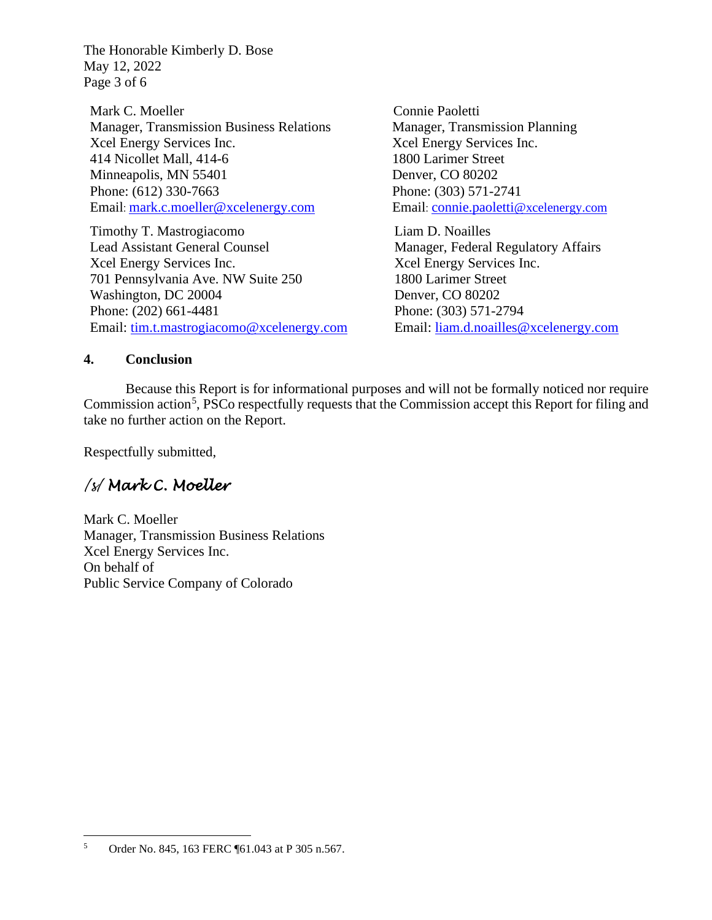Mark C. Moeller
Manager, Transmission Business Relations
Xcel Energy Services Inc.
414 Nicollet Mall, 414-6
Minneapolis, MN 55401
Phone: (612) 330-7663
Email: mark.c.moeller@xcelenergy.com

Connie Paoletti
Manager, Transmission Planning
Xcel Energy Services Inc.
1800 Larimer Street
Denver, CO 80202
Phone: (303) 571-2741
Email: connie.paoletti@xcelenergy.com

Timothy T. Mastrogiacomo
Lead Assistant General Counsel
Xcel Energy Services Inc.
701 Pennsylvania Ave. NW Suite 250
Washington, DC 20004
Phone: (202) 661-4481
Email: tim.t.mastrogiacomo@xcelenergy.com

Liam D. Noailles
Manager, Federal Regulatory Affairs
Xcel Energy Services Inc.
1800 Larimer Street
Denver, CO 80202
Phone: (303) 571-2794
Email: liam.d.noailles@xcelenergy.com

**4. Conclusion**

Because this Report is for informational purposes and will not be formally noticed nor require Commission action[5], PSCo respectfully requests that the Commission accept this Report for filing and take no further action on the Report.

Respectfully submitted,

*/s/ Mark C. Moeller*

Mark C. Moeller
Manager, Transmission Business Relations
Xcel Energy Services Inc.
On behalf of
Public Service Company of Colorado

---

[5] Order No. 845, 163 FERC ¶61.043 at P 305 n.567.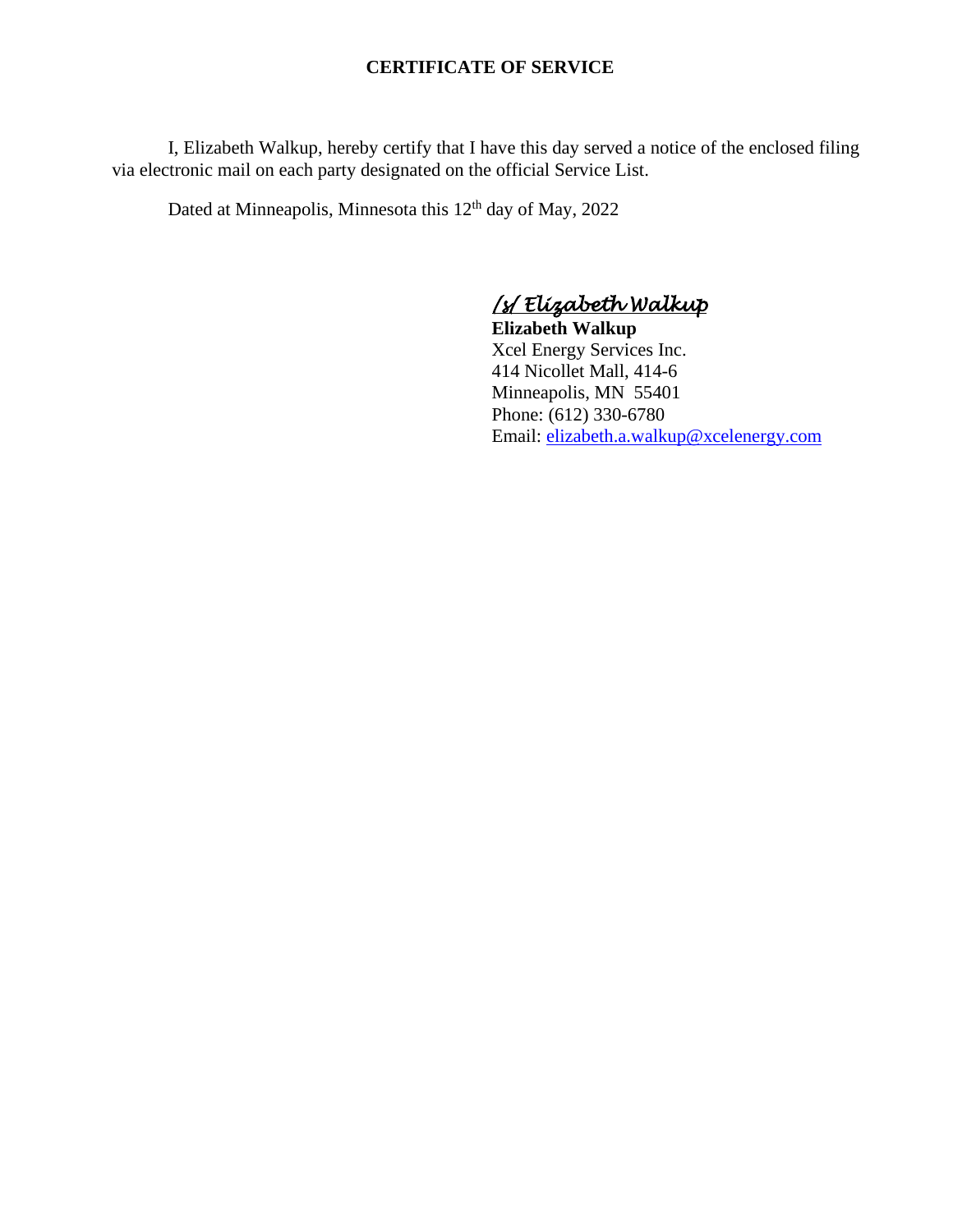# CERTIFICATE OF SERVICE

I, Elizabeth Walkup, hereby certify that I have this day served a notice of the enclosed filing via electronic mail on each party designated on the official Service List.

Dated at Minneapolis, Minnesota this 12th day of May, 2022

*/s/ Elizabeth Walkup*
**Elizabeth Walkup**
Xcel Energy Services Inc.
414 Nicollet Mall, 414-6
Minneapolis, MN 55401
Phone: (612) 330-6780
Email: elizabeth.a.walkup@xcelenergy.com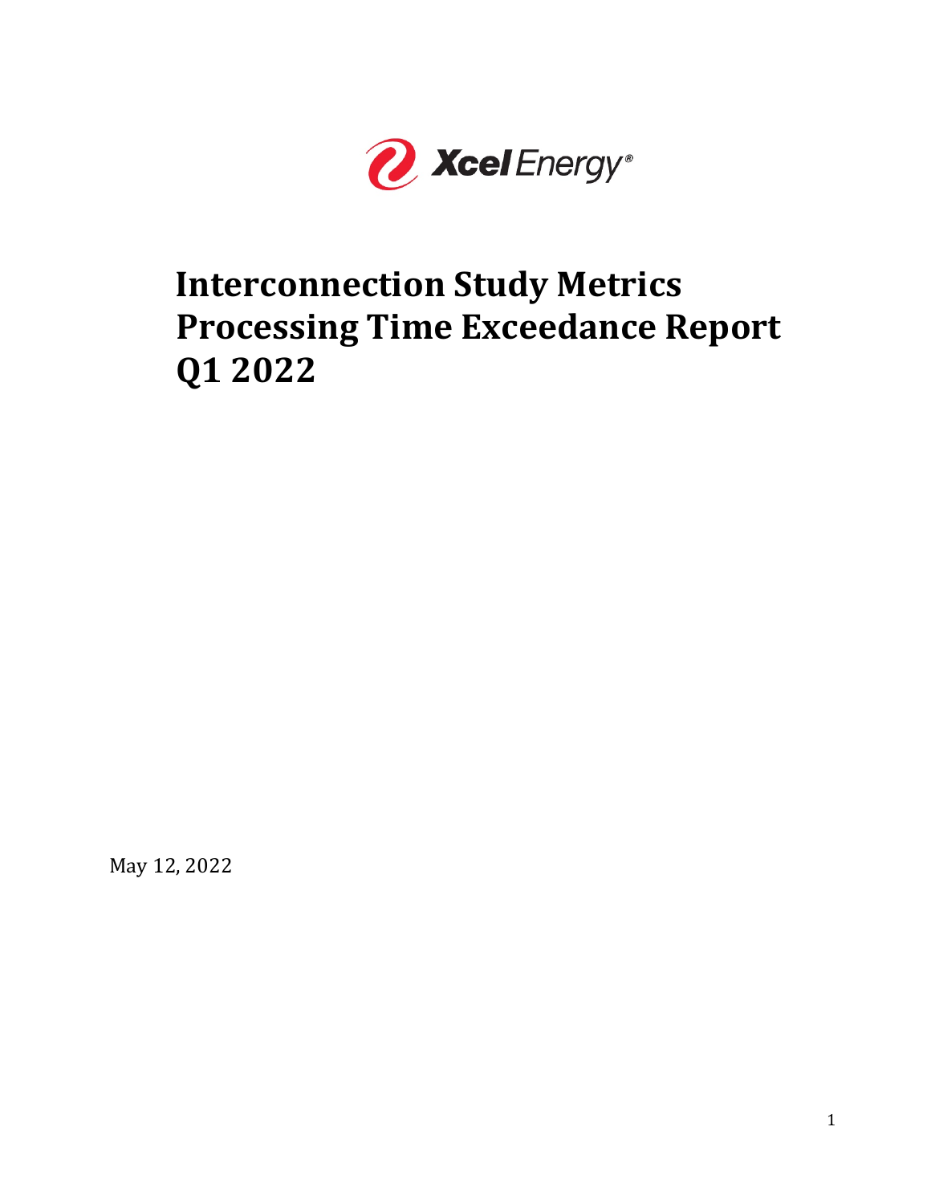# Interconnection Study Metrics Processing Time Exceedance Report Q1 2022

May 12, 2022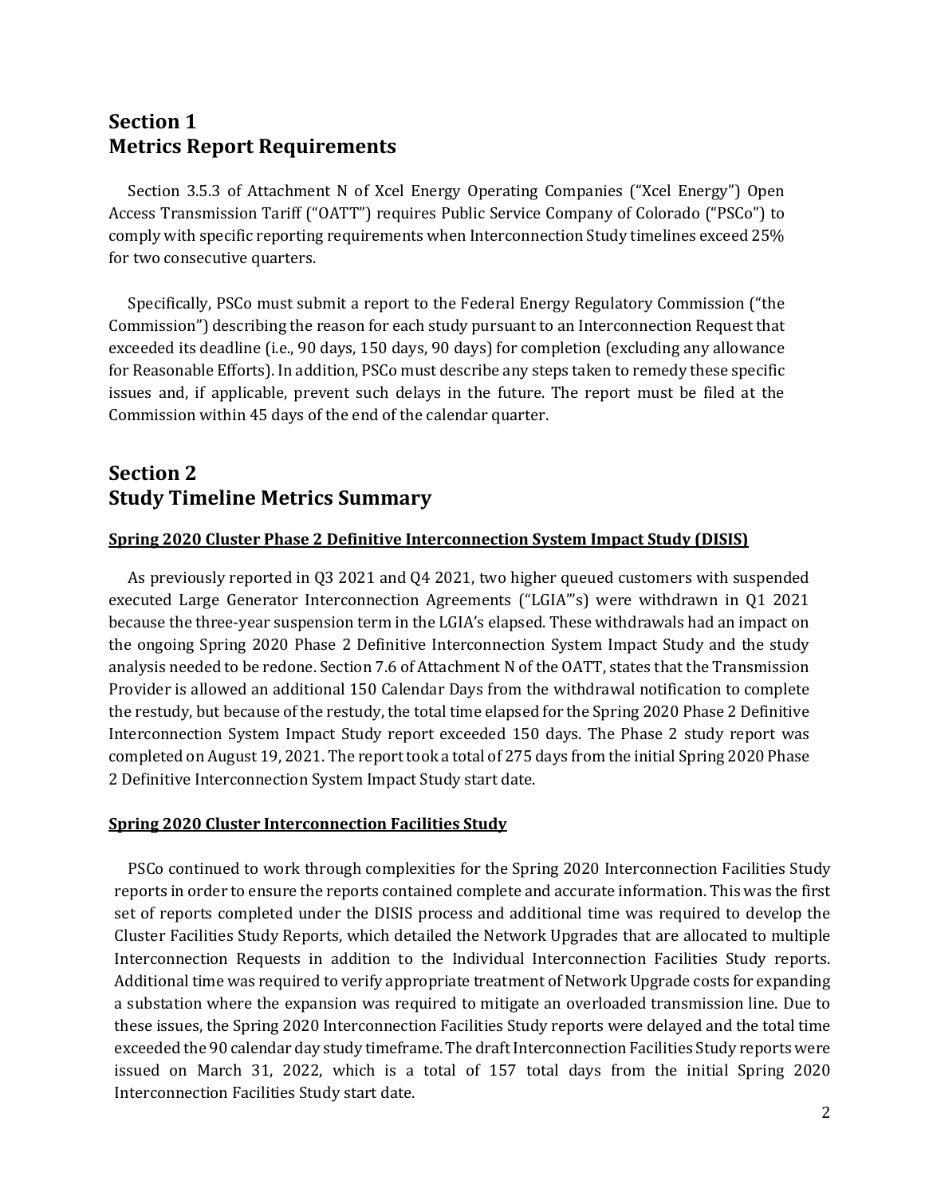## Section 1
## Metrics Report Requirements

Section 3.5.3 of Attachment N of Xcel Energy Operating Companies ("Xcel Energy") Open Access Transmission Tariff ("OATT") requires Public Service Company of Colorado ("PSCo") to comply with specific reporting requirements when Interconnection Study timelines exceed 25% for two consecutive quarters.

Specifically, PSCo must submit a report to the Federal Energy Regulatory Commission ("the Commission") describing the reason for each study pursuant to an Interconnection Request that exceeded its deadline (i.e., 90 days, 150 days, 90 days) for completion (excluding any allowance for Reasonable Efforts). In addition, PSCo must describe any steps taken to remedy these specific issues and, if applicable, prevent such delays in the future. The report must be filed at the Commission within 45 days of the end of the calendar quarter.

## Section 2
## Study Timeline Metrics Summary

**Spring 2020 Cluster Phase 2 Definitive Interconnection System Impact Study (DISIS)**

As previously reported in Q3 2021 and Q4 2021, two higher queued customers with suspended executed Large Generator Interconnection Agreements ("LGIA'"s) were withdrawn in Q1 2021 because the three-year suspension term in the LGIA's elapsed. These withdrawals had an impact on the ongoing Spring 2020 Phase 2 Definitive Interconnection System Impact Study and the study analysis needed to be redone. Section 7.6 of Attachment N of the OATT, states that the Transmission Provider is allowed an additional 150 Calendar Days from the withdrawal notification to complete the restudy, but because of the restudy, the total time elapsed for the Spring 2020 Phase 2 Definitive Interconnection System Impact Study report exceeded 150 days. The Phase 2 study report was completed on August 19, 2021. The report took a total of 275 days from the initial Spring 2020 Phase 2 Definitive Interconnection System Impact Study start date.

**Spring 2020 Cluster Interconnection Facilities Study**

PSCo continued to work through complexities for the Spring 2020 Interconnection Facilities Study reports in order to ensure the reports contained complete and accurate information. This was the first set of reports completed under the DISIS process and additional time was required to develop the Cluster Facilities Study Reports, which detailed the Network Upgrades that are allocated to multiple Interconnection Requests in addition to the Individual Interconnection Facilities Study reports. Additional time was required to verify appropriate treatment of Network Upgrade costs for expanding a substation where the expansion was required to mitigate an overloaded transmission line. Due to these issues, the Spring 2020 Interconnection Facilities Study reports were delayed and the total time exceeded the 90 calendar day study timeframe. The draft Interconnection Facilities Study reports were issued on March 31, 2022, which is a total of 157 total days from the initial Spring 2020 Interconnection Facilities Study start date.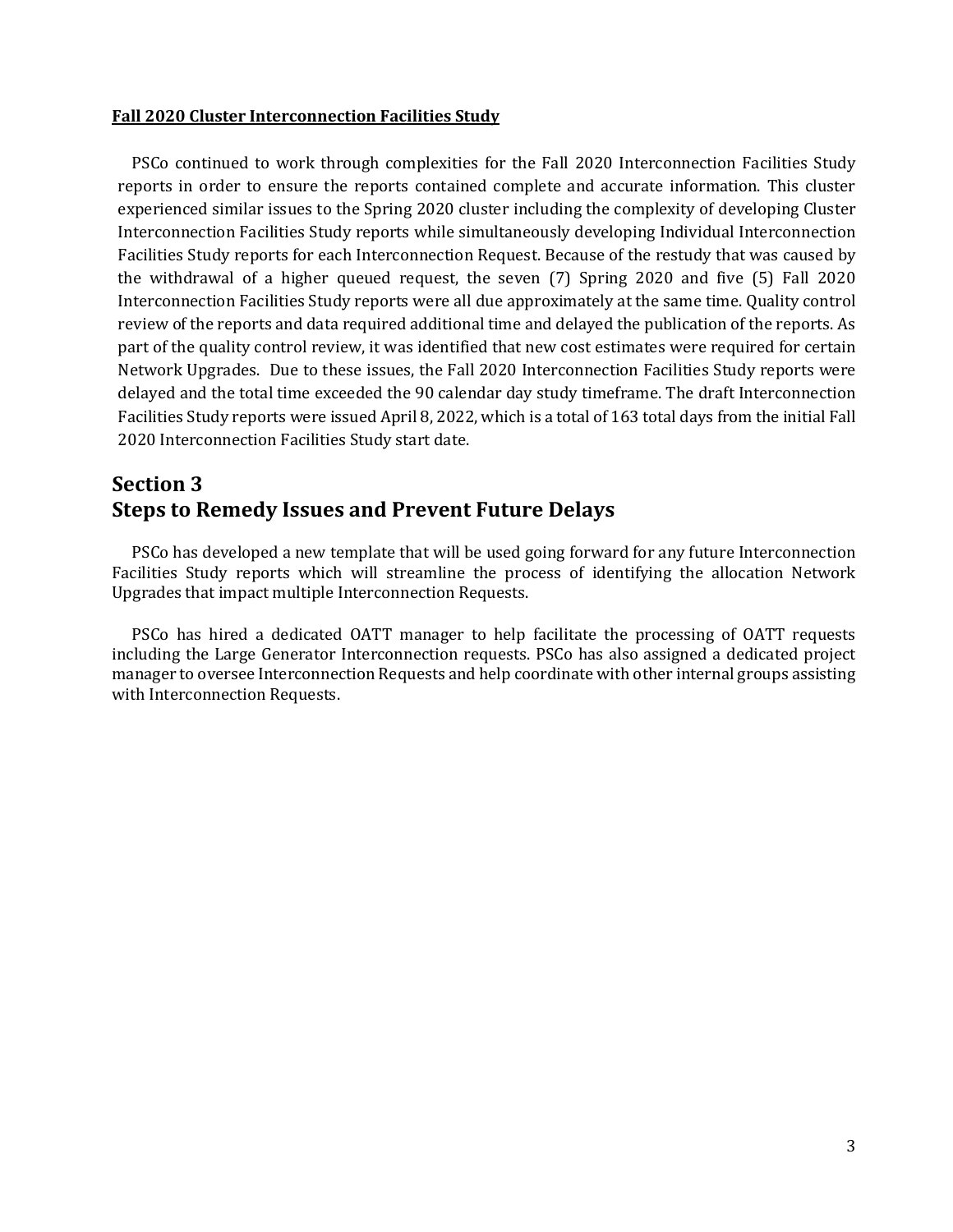**Fall 2020 Cluster Interconnection Facilities Study**

PSCo continued to work through complexities for the Fall 2020 Interconnection Facilities Study reports in order to ensure the reports contained complete and accurate information. This cluster experienced similar issues to the Spring 2020 cluster including the complexity of developing Cluster Interconnection Facilities Study reports while simultaneously developing Individual Interconnection Facilities Study reports for each Interconnection Request. Because of the restudy that was caused by the withdrawal of a higher queued request, the seven (7) Spring 2020 and five (5) Fall 2020 Interconnection Facilities Study reports were all due approximately at the same time. Quality control review of the reports and data required additional time and delayed the publication of the reports. As part of the quality control review, it was identified that new cost estimates were required for certain Network Upgrades. Due to these issues, the Fall 2020 Interconnection Facilities Study reports were delayed and the total time exceeded the 90 calendar day study timeframe. The draft Interconnection Facilities Study reports were issued April 8, 2022, which is a total of 163 total days from the initial Fall 2020 Interconnection Facilities Study start date.

# Section 3
# Steps to Remedy Issues and Prevent Future Delays

PSCo has developed a new template that will be used going forward for any future Interconnection Facilities Study reports which will streamline the process of identifying the allocation Network Upgrades that impact multiple Interconnection Requests.

PSCo has hired a dedicated OATT manager to help facilitate the processing of OATT requests including the Large Generator Interconnection requests. PSCo has also assigned a dedicated project manager to oversee Interconnection Requests and help coordinate with other internal groups assisting with Interconnection Requests.